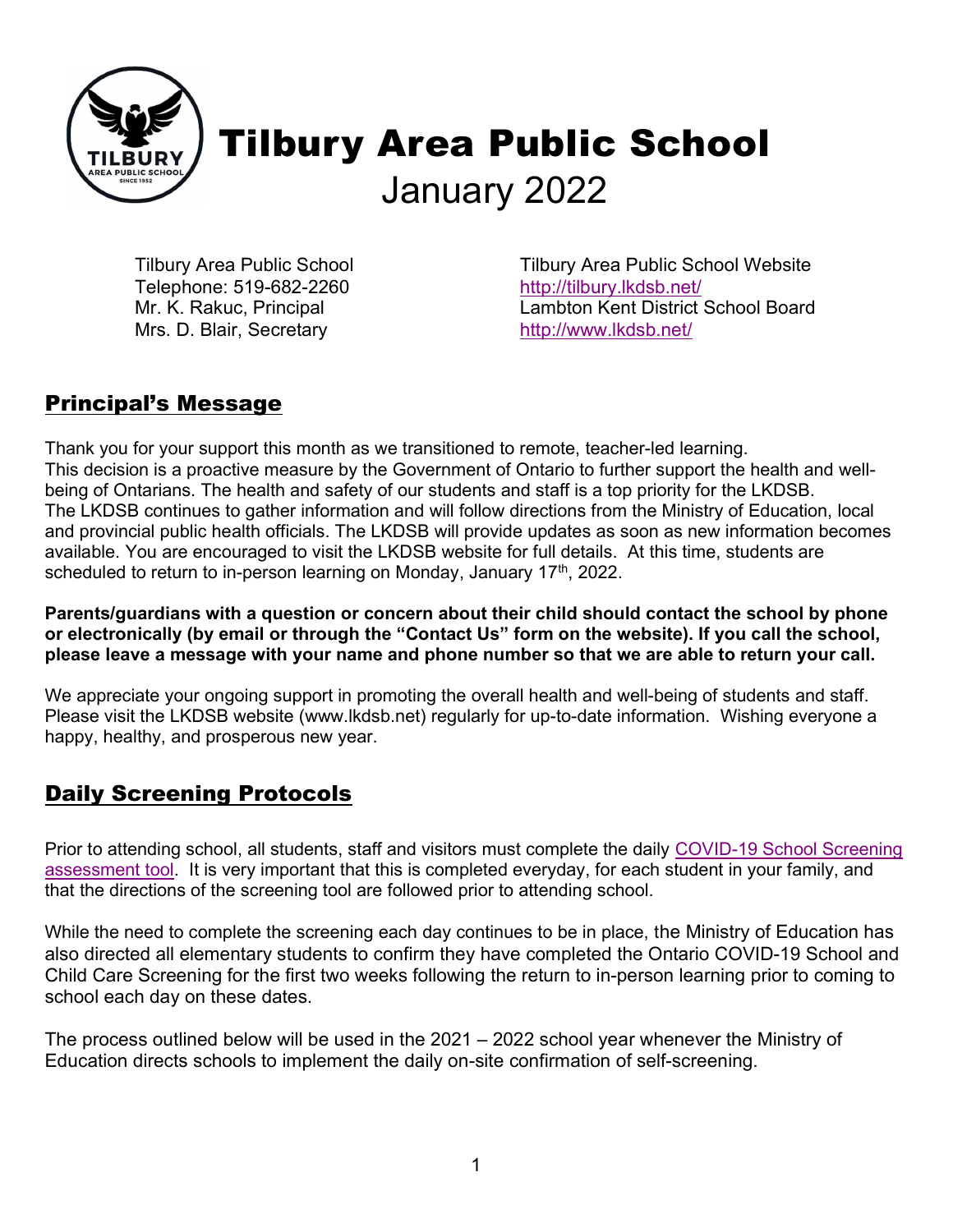# Tilbury Area Public School
## January 2022

Tilbury Area Public School
Telephone: 519-682-2260
Mr. K. Rakuc, Principal
Mrs. D. Blair, Secretary

Tilbury Area Public School Website
[http://tilbury.lkdsb.net/](http://tilbury.lkdsb.net/)
Lambton Kent District School Board
[http://www.lkdsb.net/](http://www.lkdsb.net/)

## Principal's Message

Thank you for your support this month as we transitioned to remote, teacher-led learning. This decision is a proactive measure by the Government of Ontario to further support the health and well-being of Ontarians. The health and safety of our students and staff is a top priority for the LKDSB. The LKDSB continues to gather information and will follow directions from the Ministry of Education, local and provincial public health officials. The LKDSB will provide updates as soon as new information becomes available. You are encouraged to visit the LKDSB website for full details. At this time, students are scheduled to return to in-person learning on Monday, January 17th, 2022.

**Parents/guardians with a question or concern about their child should contact the school by phone or electronically (by email or through the "Contact Us" form on the website). If you call the school, please leave a message with your name and phone number so that we are able to return your call.**

We appreciate your ongoing support in promoting the overall health and well-being of students and staff. Please visit the LKDSB website (www.lkdsb.net) regularly for up-to-date information. Wishing everyone a happy, healthy, and prosperous new year.

## Daily Screening Protocols

Prior to attending school, all students, staff and visitors must complete the daily COVID-19 School Screening assessment tool. It is very important that this is completed everyday, for each student in your family, and that the directions of the screening tool are followed prior to attending school.

While the need to complete the screening each day continues to be in place, the Ministry of Education has also directed all elementary students to confirm they have completed the Ontario COVID-19 School and Child Care Screening for the first two weeks following the return to in-person learning prior to coming to school each day on these dates.

The process outlined below will be used in the 2021 – 2022 school year whenever the Ministry of Education directs schools to implement the daily on-site confirmation of self-screening.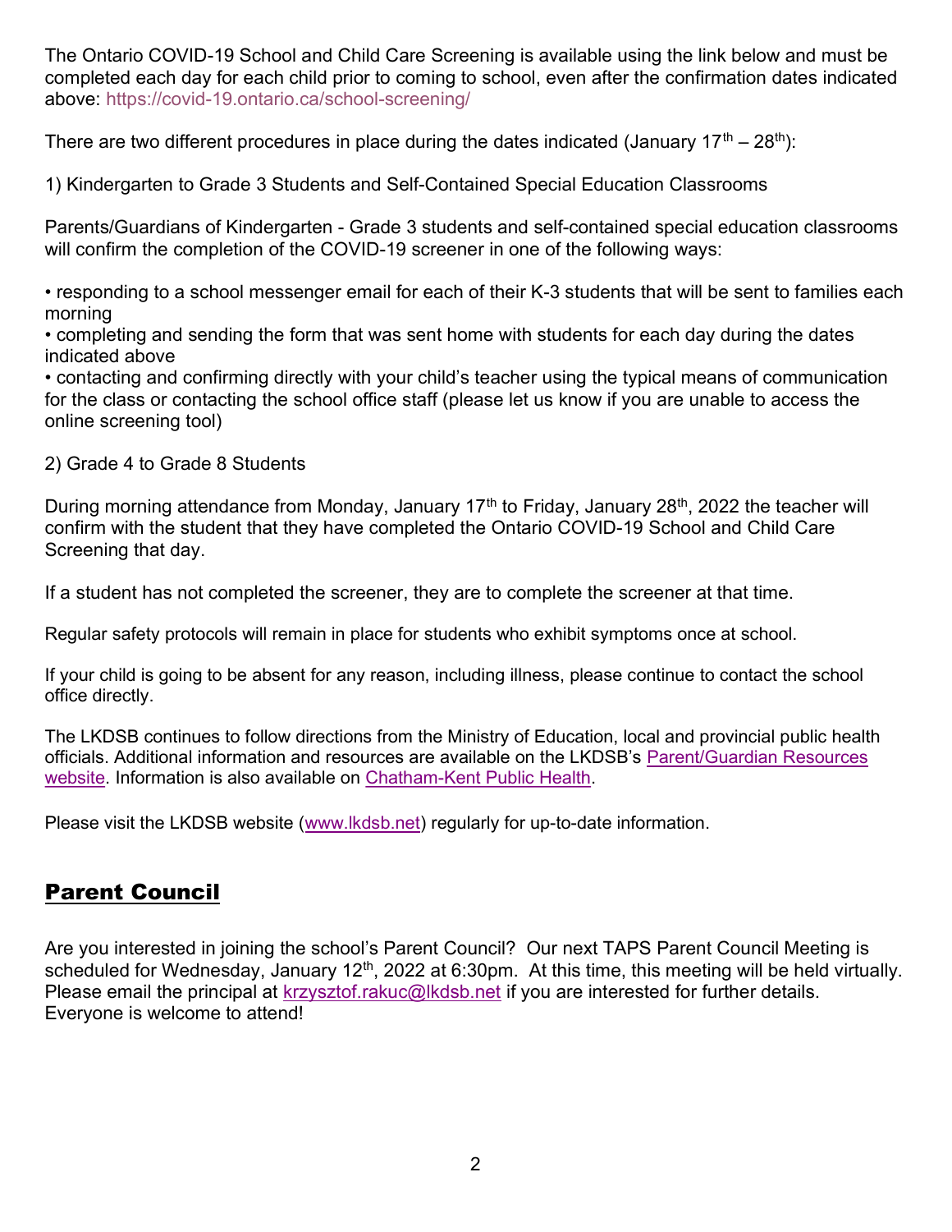The Ontario COVID-19 School and Child Care Screening is available using the link below and must be completed each day for each child prior to coming to school, even after the confirmation dates indicated above: https://covid-19.ontario.ca/school-screening/

There are two different procedures in place during the dates indicated (January 17th – 28th):

1) Kindergarten to Grade 3 Students and Self-Contained Special Education Classrooms

Parents/Guardians of Kindergarten - Grade 3 students and self-contained special education classrooms will confirm the completion of the COVID-19 screener in one of the following ways:

- responding to a school messenger email for each of their K-3 students that will be sent to families each morning
- completing and sending the form that was sent home with students for each day during the dates indicated above
- contacting and confirming directly with your child's teacher using the typical means of communication for the class or contacting the school office staff (please let us know if you are unable to access the online screening tool)

2) Grade 4 to Grade 8 Students

During morning attendance from Monday, January 17th to Friday, January 28th, 2022 the teacher will confirm with the student that they have completed the Ontario COVID-19 School and Child Care Screening that day.

If a student has not completed the screener, they are to complete the screener at that time.

Regular safety protocols will remain in place for students who exhibit symptoms once at school.

If your child is going to be absent for any reason, including illness, please continue to contact the school office directly.

The LKDSB continues to follow directions from the Ministry of Education, local and provincial public health officials. Additional information and resources are available on the LKDSB's Parent/Guardian Resources website. Information is also available on Chatham-Kent Public Health.

Please visit the LKDSB website (www.lkdsb.net) regularly for up-to-date information.

## Parent Council

Are you interested in joining the school's Parent Council? Our next TAPS Parent Council Meeting is scheduled for Wednesday, January 12th, 2022 at 6:30pm. At this time, this meeting will be held virtually. Please email the principal at krzysztof.rakuc@lkdsb.net if you are interested for further details. Everyone is welcome to attend!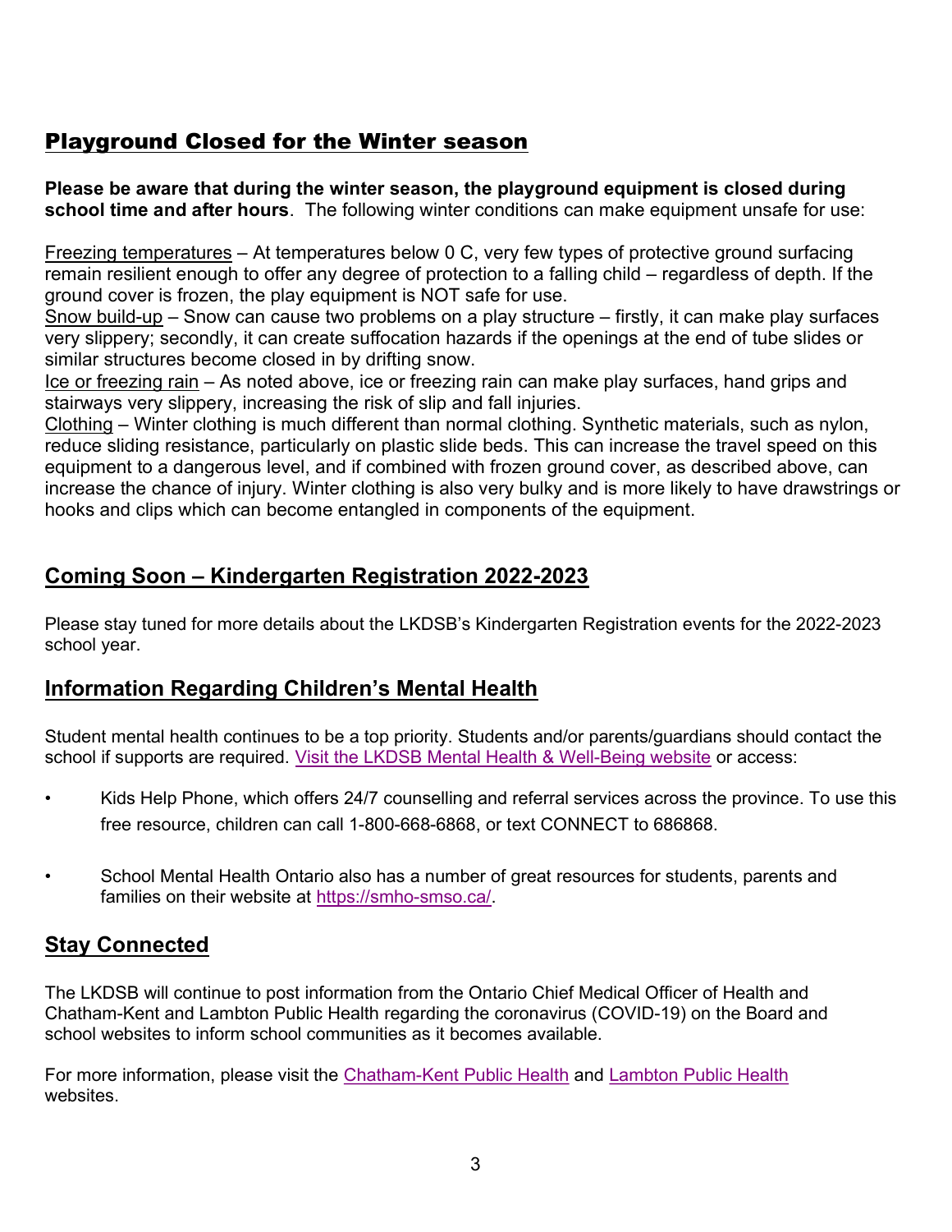## Playground Closed for the Winter season

**Please be aware that during the winter season, the playground equipment is closed during school time and after hours**. The following winter conditions can make equipment unsafe for use:

Freezing temperatures – At temperatures below 0 C, very few types of protective ground surfacing remain resilient enough to offer any degree of protection to a falling child – regardless of depth. If the ground cover is frozen, the play equipment is NOT safe for use.
Snow build-up – Snow can cause two problems on a play structure – firstly, it can make play surfaces very slippery; secondly, it can create suffocation hazards if the openings at the end of tube slides or similar structures become closed in by drifting snow.
Ice or freezing rain – As noted above, ice or freezing rain can make play surfaces, hand grips and stairways very slippery, increasing the risk of slip and fall injuries.
Clothing – Winter clothing is much different than normal clothing. Synthetic materials, such as nylon, reduce sliding resistance, particularly on plastic slide beds. This can increase the travel speed on this equipment to a dangerous level, and if combined with frozen ground cover, as described above, can increase the chance of injury. Winter clothing is also very bulky and is more likely to have drawstrings or hooks and clips which can become entangled in components of the equipment.

## Coming Soon – Kindergarten Registration 2022-2023

Please stay tuned for more details about the LKDSB's Kindergarten Registration events for the 2022-2023 school year.

## Information Regarding Children's Mental Health

Student mental health continues to be a top priority. Students and/or parents/guardians should contact the school if supports are required. Visit the LKDSB Mental Health & Well-Being website or access:

- Kids Help Phone, which offers 24/7 counselling and referral services across the province. To use this free resource, children can call 1-800-668-6868, or text CONNECT to 686868.
- School Mental Health Ontario also has a number of great resources for students, parents and families on their website at https://smho-smso.ca/.

## Stay Connected

The LKDSB will continue to post information from the Ontario Chief Medical Officer of Health and Chatham-Kent and Lambton Public Health regarding the coronavirus (COVID-19) on the Board and school websites to inform school communities as it becomes available.

For more information, please visit the Chatham-Kent Public Health and Lambton Public Health websites.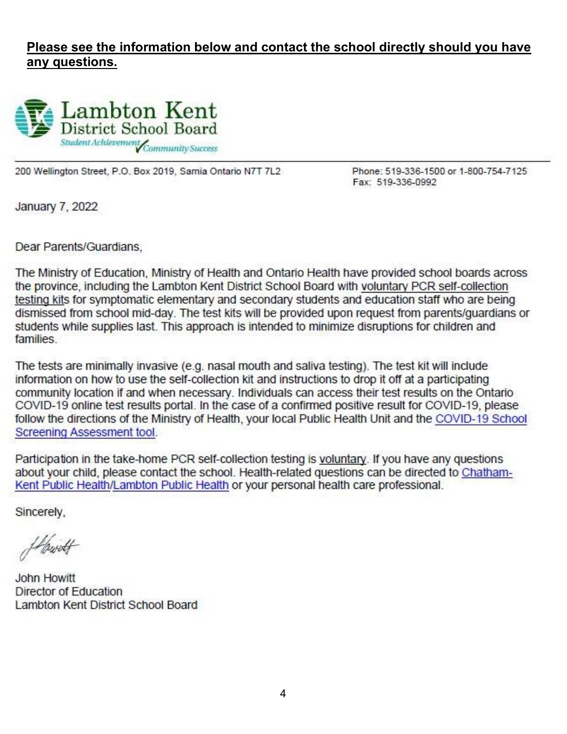**Please see the information below and contact the school directly should you have any questions.**

Lambton Kent
District School Board
*Student Achievement ✓Community Success*

200 Wellington Street, P.O. Box 2019, Sarnia Ontario N7T 7L2

Phone: 519-336-1500 or 1-800-754-7125
Fax: 519-336-0992

---

January 7, 2022

Dear Parents/Guardians,

The Ministry of Education, Ministry of Health and Ontario Health have provided school boards across the province, including the Lambton Kent District School Board with voluntary PCR self-collection testing kits for symptomatic elementary and secondary students and education staff who are being dismissed from school mid-day. The test kits will be provided upon request from parents/guardians or students while supplies last. This approach is intended to minimize disruptions for children and families.

The tests are minimally invasive (e.g. nasal mouth and saliva testing). The test kit will include information on how to use the self-collection kit and instructions to drop it off at a participating community location if and when necessary. Individuals can access their test results on the Ontario COVID-19 online test results portal. In the case of a confirmed positive result for COVID-19, please follow the directions of the Ministry of Health, your local Public Health Unit and the COVID-19 School Screening Assessment tool.

Participation in the take-home PCR self-collection testing is voluntary. If you have any questions about your child, please contact the school. Health-related questions can be directed to Chatham-Kent Public Health/Lambton Public Health or your personal health care professional.

Sincerely,

John Howitt
Director of Education
Lambton Kent District School Board